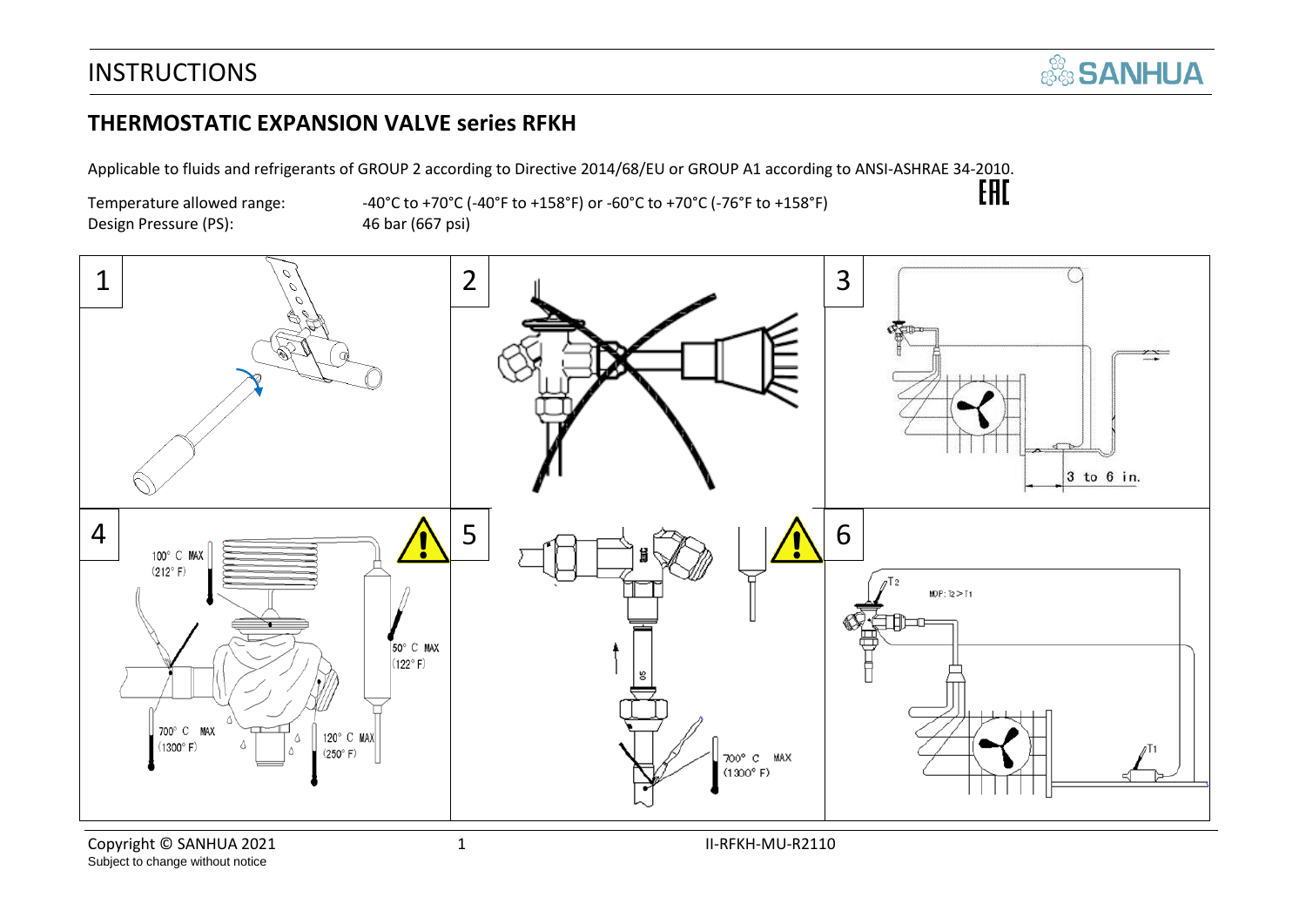# INSTRUCTIONS

## THERMOSTATIC EXPANSION VALVE series RFKH

Applicable to fluids and refrigerants of GROUP 2 according to Directive 2014/68/EU or GROUP A1 according to ANSI-ASHRAE 34-2010.

Temperature allowed range: -40°C to +70°C (-40°F to +158°F) or -60°C to +70°C (-76°F to +158°F)

Design Pressure (PS): 46 bar (667 psi)

1

2

3

3 to 6 in.

4

100° C MAX (212° F)

50° C MAX (122° F)

700° C MAX (1300° F)

120° C MAX (250° F)

5

700° C MAX (1300° F)

6

T2

MOP: T2 > T1

T1

Copyright © SANHUA 2021

Subject to change without notice

II-RFKH-MU-R2110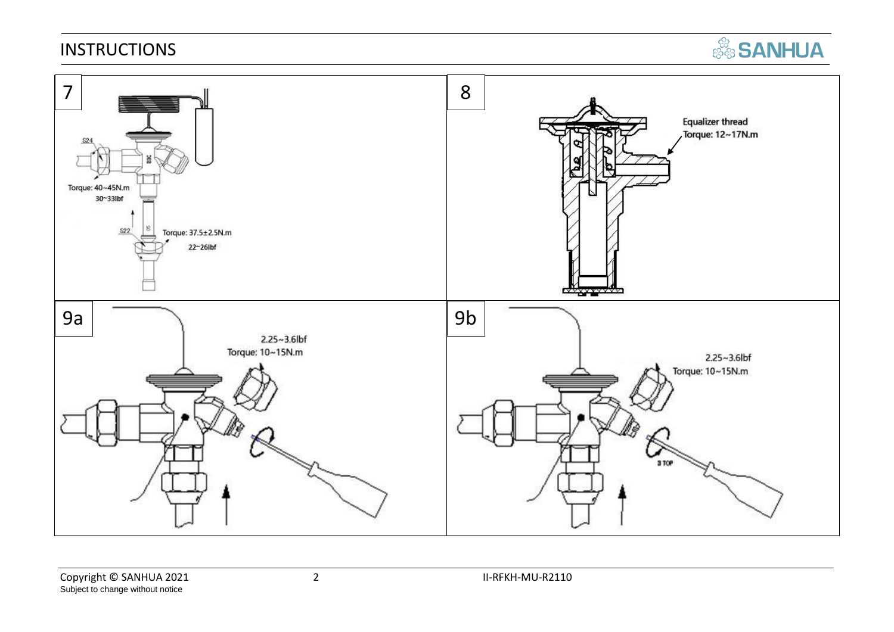# INSTRUCTIONS

7

S24

Torque: 40~45N.m
30~33lbf

S22

Torque: 37.5±2.5N.m
22~26lbf

8

Equalizer thread
Torque: 12~17N.m

9a

2.25~3.6lbf
Torque: 10~15N.m

9b

2.25~3.6lbf
Torque: 10~15N.m

3 TOP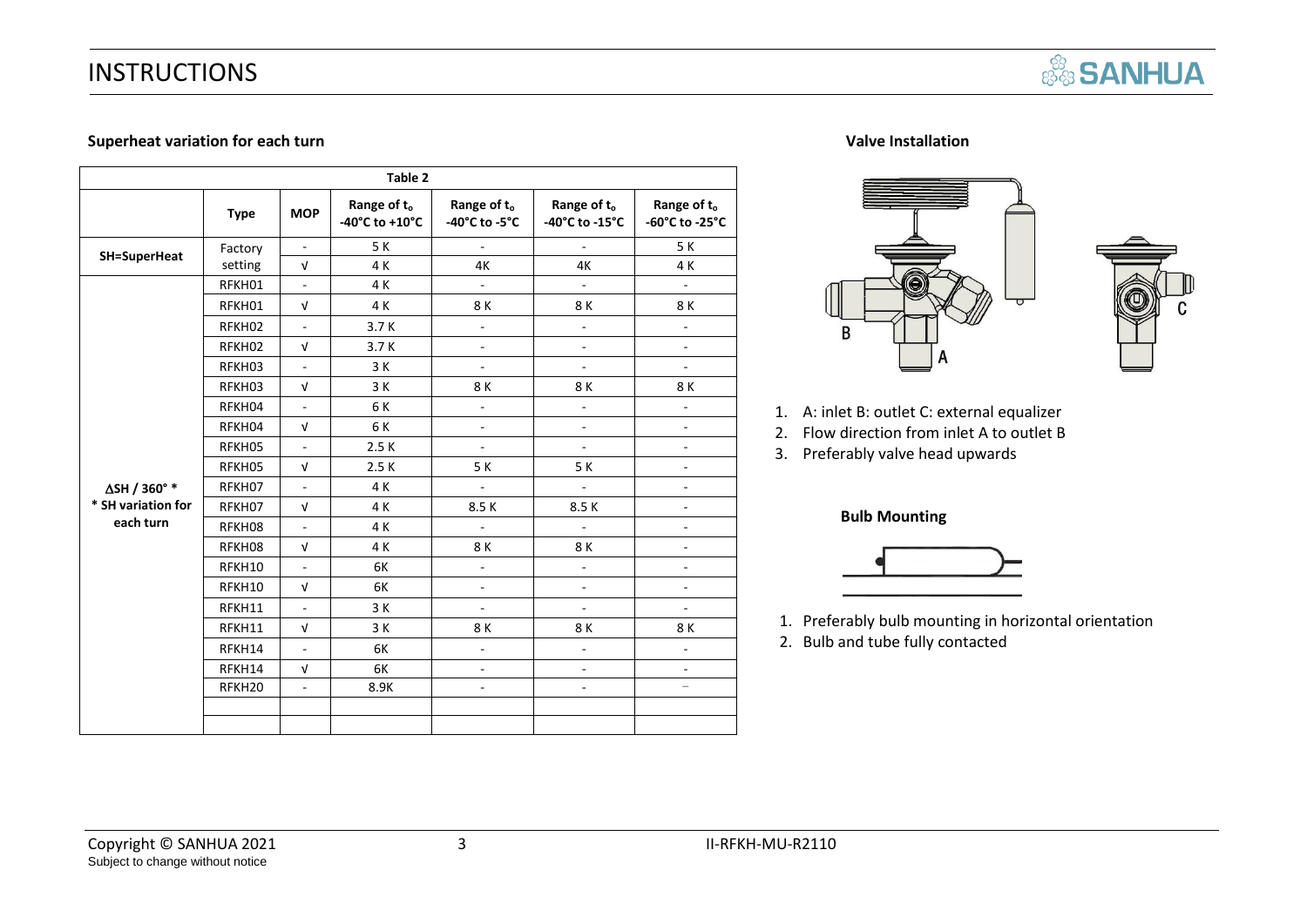### Superheat variation for each turn

| Table 2 | | | | | | |
|---|---|---|---|---|---|---|
| | Type | MOP | Range of $t_o$ -40°C to +10°C | Range of $t_o$ -40°C to -5°C | Range of $t_o$ -40°C to -15°C | Range of $t_o$ -60°C to -25°C |
| SH=SuperHeat | Factory setting | - | 5 K | - | - | 5 K |
| | | √ | 4 K | 4K | 4K | 4 K |
| ΔSH / 360° * <br> * SH variation for each turn | RFKH01 | - | 4 K | - | - | - |
| | RFKH01 | √ | 4 K | 8 K | 8 K | 8 K |
| | RFKH02 | - | 3.7 K | - | - | - |
| | RFKH02 | √ | 3.7 K | - | - | - |
| | RFKH03 | - | 3 K | - | - | - |
| | RFKH03 | √ | 3 K | 8 K | 8 K | 8 K |
| | RFKH04 | - | 6 K | - | - | - |
| | RFKH04 | √ | 6 K | - | - | - |
| | RFKH05 | - | 2.5 K | - | - | - |
| | RFKH05 | √ | 2.5 K | 5 K | 5 K | - |
| | RFKH07 | - | 4 K | - | - | - |
| | RFKH07 | √ | 4 K | 8.5 K | 8.5 K | - |
| | RFKH08 | - | 4 K | - | - | - |
| | RFKH08 | √ | 4 K | 8 K | 8 K | - |
| | RFKH10 | - | 6K | - | - | - |
| | RFKH10 | √ | 6K | - | - | - |
| | RFKH11 | - | 3 K | - | - | - |
| | RFKH11 | √ | 3 K | 8 K | 8 K | 8 K |
| | RFKH14 | - | 6K | - | - | - |
| | RFKH14 | √ | 6K | - | - | - |
| | RFKH20 | - | 8.9K | - | - | - |
| | | | | | | |
| | | | | | | |

### Valve Installation

B

A

C

1. A: inlet B: outlet C: external equalizer
2. Flow direction from inlet A to outlet B
3. Preferably valve head upwards

### Bulb Mounting

1. Preferably bulb mounting in horizontal orientation
2. Bulb and tube fully contacted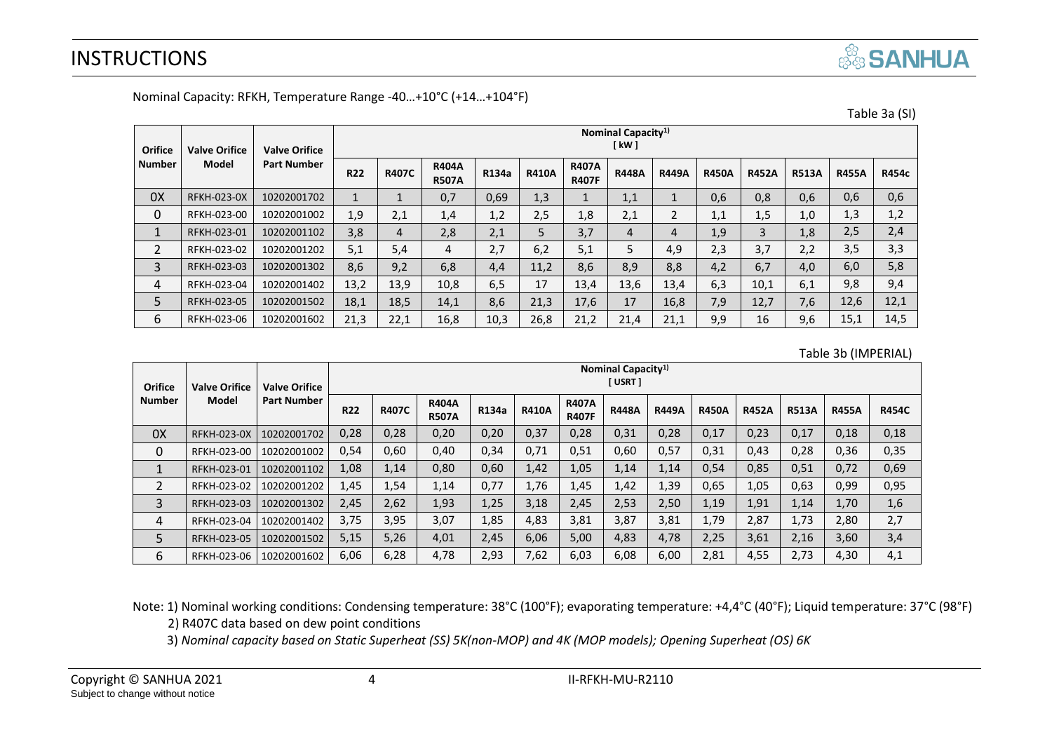Nominal Capacity: RFKH, Temperature Range -40…+10°C (+14…+104°F)

Table 3a (SI)

| Orifice Number | Valve Orifice Model | Valve Orifice Part Number | Nominal Capacity[1) ] [ kW ] | | | | | | | | | | | | |
|---|---|---|---|---|---|---|---|---|---|---|---|---|---|---|---|
| | | | R22 | R407C | R404A R507A | R134a | R410A | R407A R407F | R448A | R449A | R450A | R452A | R513A | R455A | R454c |
| 0X | RFKH-023-0X | 10202001702 | 1 | 1 | 0,7 | 0,69 | 1,3 | 1 | 1,1 | 1 | 0,6 | 0,8 | 0,6 | 0,6 | 0,6 |
| 0 | RFKH-023-00 | 10202001002 | 1,9 | 2,1 | 1,4 | 1,2 | 2,5 | 1,8 | 2,1 | 2 | 1,1 | 1,5 | 1,0 | 1,3 | 1,2 |
| 1 | RFKH-023-01 | 10202001102 | 3,8 | 4 | 2,8 | 2,1 | 5 | 3,7 | 4 | 4 | 1,9 | 3 | 1,8 | 2,5 | 2,4 |
| 2 | RFKH-023-02 | 10202001202 | 5,1 | 5,4 | 4 | 2,7 | 6,2 | 5,1 | 5 | 4,9 | 2,3 | 3,7 | 2,2 | 3,5 | 3,3 |
| 3 | RFKH-023-03 | 10202001302 | 8,6 | 9,2 | 6,8 | 4,4 | 11,2 | 8,6 | 8,9 | 8,8 | 4,2 | 6,7 | 4,0 | 6,0 | 5,8 |
| 4 | RFKH-023-04 | 10202001402 | 13,2 | 13,9 | 10,8 | 6,5 | 17 | 13,4 | 13,6 | 13,4 | 6,3 | 10,1 | 6,1 | 9,8 | 9,4 |
| 5 | RFKH-023-05 | 10202001502 | 18,1 | 18,5 | 14,1 | 8,6 | 21,3 | 17,6 | 17 | 16,8 | 7,9 | 12,7 | 7,6 | 12,6 | 12,1 |
| 6 | RFKH-023-06 | 10202001602 | 21,3 | 22,1 | 16,8 | 10,3 | 26,8 | 21,2 | 21,4 | 21,1 | 9,9 | 16 | 9,6 | 15,1 | 14,5 |

Table 3b (IMPERIAL)

| Orifice Number | Valve Orifice Model | Valve Orifice Part Number | Nominal Capacity[1) ] [ USRT ] | | | | | | | | | | | | |
|---|---|---|---|---|---|---|---|---|---|---|---|---|---|---|---|
| | | | R22 | R407C | R404A R507A | R134a | R410A | R407A R407F | R448A | R449A | R450A | R452A | R513A | R455A | R454C |
| 0X | RFKH-023-0X | 10202001702 | 0,28 | 0,28 | 0,20 | 0,20 | 0,37 | 0,28 | 0,31 | 0,28 | 0,17 | 0,23 | 0,17 | 0,18 | 0,18 |
| 0 | RFKH-023-00 | 10202001002 | 0,54 | 0,60 | 0,40 | 0,34 | 0,71 | 0,51 | 0,60 | 0,57 | 0,31 | 0,43 | 0,28 | 0,36 | 0,35 |
| 1 | RFKH-023-01 | 10202001102 | 1,08 | 1,14 | 0,80 | 0,60 | 1,42 | 1,05 | 1,14 | 1,14 | 0,54 | 0,85 | 0,51 | 0,72 | 0,69 |
| 2 | RFKH-023-02 | 10202001202 | 1,45 | 1,54 | 1,14 | 0,77 | 1,76 | 1,45 | 1,42 | 1,39 | 0,65 | 1,05 | 0,63 | 0,99 | 0,95 |
| 3 | RFKH-023-03 | 10202001302 | 2,45 | 2,62 | 1,93 | 1,25 | 3,18 | 2,45 | 2,53 | 2,50 | 1,19 | 1,91 | 1,14 | 1,70 | 1,6 |
| 4 | RFKH-023-04 | 10202001402 | 3,75 | 3,95 | 3,07 | 1,85 | 4,83 | 3,81 | 3,87 | 3,81 | 1,79 | 2,87 | 1,73 | 2,80 | 2,7 |
| 5 | RFKH-023-05 | 10202001502 | 5,15 | 5,26 | 4,01 | 2,45 | 6,06 | 5,00 | 4,83 | 4,78 | 2,25 | 3,61 | 2,16 | 3,60 | 3,4 |
| 6 | RFKH-023-06 | 10202001602 | 6,06 | 6,28 | 4,78 | 2,93 | 7,62 | 6,03 | 6,08 | 6,00 | 2,81 | 4,55 | 2,73 | 4,30 | 4,1 |

Note: 1) Nominal working conditions: Condensing temperature: 38°C (100°F); evaporating temperature: +4,4°C (40°F); Liquid temperature: 37°C (98°F)

2) R407C data based on dew point conditions

3) *Nominal capacity based on Static Superheat (SS) 5K(non-MOP) and 4K (MOP models); Opening Superheat (OS) 6K*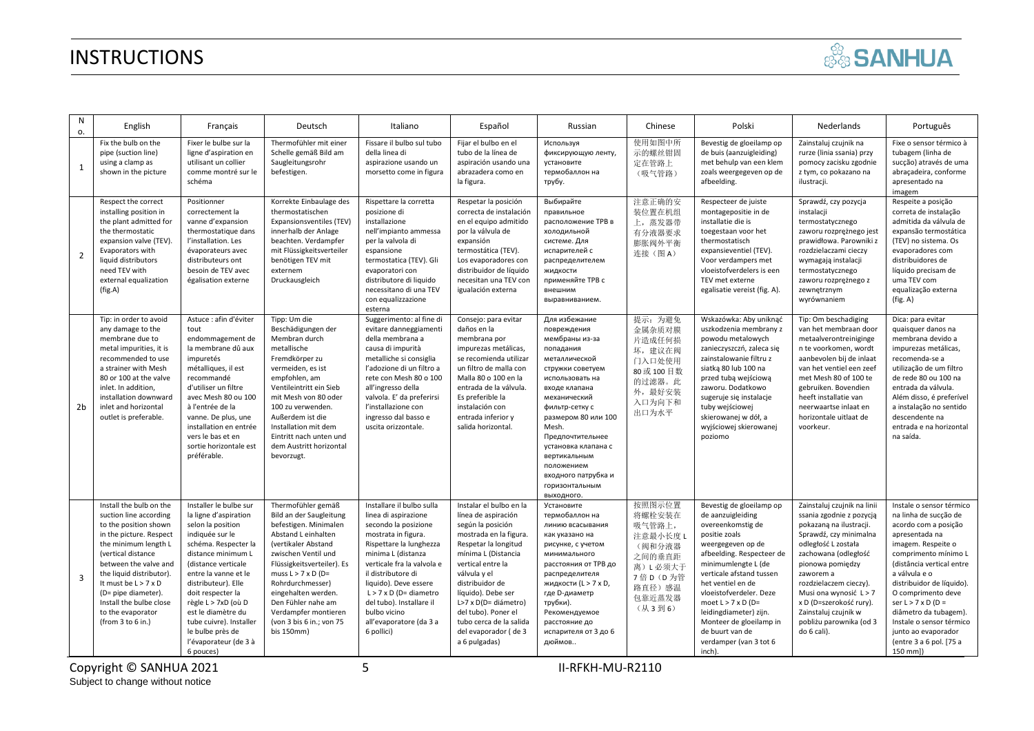# INSTRUCTIONS

| No. | English | Français | Deutsch | Italiano | Español | Russian | Chinese | Polski | Nederlands | Português |
|---|---|---|---|---|---|---|---|---|---|---|
| 1 | Fix the bulb on the pipe (suction line) using a clamp as shown in the picture | Fixer le bulbe sur la ligne d'aspiration en utilisant un collier comme montré sur le schéma | Thermofühler mit einer Schelle gemäß Bild am Saugleitungsrohr befestigen. | Fissare il bulbo sul tubo della linea di aspirazione usando un morsetto come in figura | Fijar el bulbo en el tubo de la línea de aspiración usando una abrazadera como en la figura. | Используя фиксирующую ленту, установите термобаллон на трубу. | 使用如图中所示的螺丝钳固定在管路上（吸气管路） | Bevestig de gloeilamp op de buis (aanzuigleiding) met behulp van een klem zoals weergegeven op de afbeelding. | Zainstaluj czujnik na rurze (linia ssania) przy pomocy zacisku zgodnie z tym, co pokazano na ilustracji. | Fixe o sensor térmico à tubagem (linha de sucção) através de uma abraçadeira, conforme apresentado na imagem |
| 2 | Respect the correct installing position in the plant admitted for the thermostatic expansion valve (TEV). Evaporators with liquid distributors need TEV with external equalization (fig.A) | Positionner correctement la vanne d'expansion thermostatique dans l'installation. Les évaporateurs avec distributeurs ont besoin de TEV avec égalisation externe | Korrekte Einbaulage des thermostatischen Expansionsventiles (TEV) innerhalb der Anlage beachten. Verdampfer mit Flüssigkeitsverteiler benötigen TEV mit externem Druckausgleich | Rispettare la corretta posizione di installazione nell'impianto ammessa per la valvola di espansione termostatica (TEV). Gli evaporatori con distributore di liquido necessitano di una TEV con equalizzazione esterna | Respetar la posición correcta de instalación en el equipo admitido por la válvula de expansión termostática (TEV). Los evaporadores con distribuidor de líquido necesitan una TEV con igualación externa | Выбирайте правильное расположение ТРВ в холодильной системе. Для испарителей с распределителем жидкости применяйте ТРВ с внешним выравниванием. | 注意正确的安装位置在机组上，蒸发器带有分液器要求膨胀阀外平衡连接（图A） | Respecteer de juiste montagepositie in de installatie die is toegestaan voor het thermostatisch expansieventiel (TEV). Voor verdampers met vloeistofverdelers is een TEV met externe egalisatie vereist (fig. A). | Sprawdź, czy pozycja instalacji termostatycznego zaworu rozprężnego jest prawidłowa. Parowniki z rozdzielaczami cieczy wymagają instalacji termostatycznego zaworu rozprężnego z zewnętrznym wyrównaniem | Respeite a posição correta de instalação admitida da válvula de expansão termostática (TEV) no sistema. Os evaporadores com distribuidores de líquido precisam de uma TEV com equalização externa (fig. A) |
| 2b | Tip: in order to avoid any damage to the membrane due to metal impurities, it is recommended to use a strainer with Mesh 80 or 100 at the valve inlet. In addition, installation downward inlet and horizontal outlet is preferable. | Astuce : afin d'éviter tout endommagement de la membrane dû aux impuretés métalliques, il est recommandé d'utiliser un filtre avec Mesh 80 ou 100 à l'entrée de la vanne. De plus, une installation en entrée vers le bas et en sortie horizontale est préférable. | Tipp: Um die Beschädigungen der Membran durch metallische Fremdkörper zu vermeiden, es ist empfohlen, am Ventileintritt ein Sieb mit Mesh von 80 oder 100 zu verwenden. Außerdem ist die Installation mit dem Eintritt nach unten und dem Austritt horizontal bevorzugt. | Suggerimento: al fine di evitare danneggiamenti della membrana a causa di impurità metalliche si consiglia l'adozione di un filtro a rete con Mesh 80 o 100 all'ingresso della valvola. E' da preferirsi l'installazione con ingresso dal basso e uscita orizzontale. | Consejo: para evitar daños en la membrana por impurezas metálicas, se recomienda utilizar un filtro de malla con Malla 80 o 100 en la entrada de la válvula. Es preferible la instalación con entrada inferior y salida horizontal. | Для избежание повреждения мембраны из-за попадания металлической стружки советуем использовать на входе клапана механический фильтр-сетку с размером 80 или 100 Mesh. Предпочтительнее установка клапана с вертикальным положением входного патрубка и горизонтальным выходного. | 提示：为避免金属杂质对膜片造成任何损坏，建议在阀门入口处使用80或100目数的过滤器。此外，最好安装入口为向下和出口为水平 | Wskazówka: Aby uniknąć uszkodzenia membrany z powodu metalowych zanieczyszczń, zaleca się zainstalowanie filtru z siatką 80 lub 100 na przed tubą wejściową zaworu. Dodatkowo sugeruje się instalacje tuby wejściowej skierowanej w dół, a wyjściowej skierowanej poziomo | Tip: Om beschadiging van het membraan door metaalverontreinigingen te voorkomen, wordt aanbevolen bij de inlaat van het ventiel een zeef met Mesh 80 of 100 te gebruiken. Bovendien heeft installatie van neerwaartse inlaat en horizontale uitlaat de voorkeur. | Dica: para evitar quaisquer danos na membrana devido a impurezas metálicas, recomenda-se a utilização de um filtro de rede 80 ou 100 na entrada da válvula. Além disso, é preferível a instalação no sentido descendente na entrada e na horizontal na saída. |
| 3 | Install the bulb on the suction line according to the position shown in the picture. Respect the minimum length L (vertical distance between the valve and the liquid distributor). It must be L > 7 x D (D= pipe diameter). Install the bulbe close to the evaporator (from 3 to 6 in.) | Installer le bulbe sur la ligne d'aspiration selon la position indiquée sur le schéma. Respecter la distance minimum L (distance verticale entre la vanne et le distributeur). Elle doit respecter la règle L > 7xD (où D est le diamètre du tube cuivre). Installer le bulbe près de l'évaporateur (de 3 à 6 pouces) | Thermofühler gemäß Bild an der Saugleitung befestigen. Minimalen Abstand L einhalten (vertikaler Abstand zwischen Ventil und Flüssigkeitsverteiler). Es muss L > 7 x D (D= Rohrdurchmesser) eingehalten werden. Den Fühler nahe am Verdampfer montieren (von 3 bis 6 in.; von 75 bis 150mm) | Installare il bulbo sulla linea di aspirazione secondo la posizione mostrata in figura. Rispettare la lunghezza minima L (distanza verticale fra la valvola e il distributore di liquido). Deve essere L > 7 x D (D= diametro del tubo). Installare il bulbo vicino all'evaporatore (da 3 a 6 pollici) | Instalar el bulbo en la línea de aspiración según la posición mostrada en la figura. Respetar la longitud mínima L (Distancia vertical entre la válvula y el distribuidor de líquido). Debe ser L>7 x D(D= diámetro del tubo). Poner el tubo cerca de la salida del evaporador ( de 3 a 6 pulgadas) | Установите термобаллон на линию всасывания как указано на рисунке, с учетом минимального расстояния от ТРВ до распределителя жидкости (L > 7 x D, где D-диаметр трубки). Рекомендуемое расстояние до испарителя от 3 до 6 дюймов.. | 按照图示位置将螺栓安装在吸气管路上，注意最小长度L（阀和分液器之间的垂直距离）L必须大于7倍D（D为管路直径）感温包靠近蒸发器（从3到6） | Bevestig de gloeilamp op de aanzuigleiding overeenkomstig de positie zoals weergegeven op de afbeelding. Respecteer de minimumlengte L (de verticale afstand tussen het ventiel en de vloeistofverdeler. Deze moet L > 7 x D (D = leidingdiameter) zijn. Monteer de gloeilamp in de buurt van de verdamper (van 3 tot 6 inch). | Zainstaluj czujnik na linii ssania zgodnie z pozycją pokazaną na ilustracji. Sprawdź, czy minimalna odległość L została zachowana (odległość pionowa pomiędzy zaworem a rozdzielaczem cieczy). Musi ona wynosić L > 7 x D (D=szerokość rury). Zainstaluj czujnik w pobliżu parownika (od 3 do 6 cali). | Instale o sensor térmico na linha de sucção de acordo com a posição apresentada na imagem. Respeite o comprimento mínimo L (distância vertical entre a válvula e o distribuidor de líquido). O comprimento deve ser L > 7 x D (D = diâmetro da tubagem). Instale o sensor térmico junto ao evaporador (entre 3 a 6 pol. [75 a 150 mm]) |

Copyright © SANHUA 2021
Subject to change without notice

II-RFKH-MU-R2110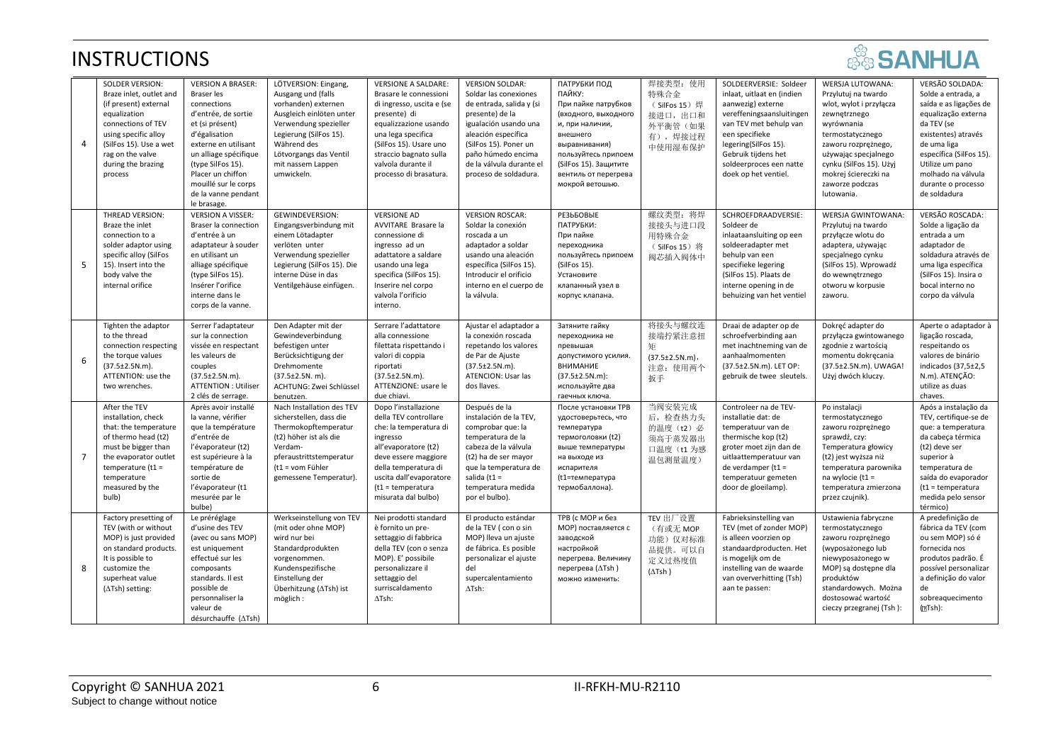# INSTRUCTIONS

| | | | | | | | | | | |
|---|---|---|---|---|---|---|---|---|---|---|
| 4 | SOLDER VERSION: Braze inlet, outlet and (if present) external equalization connections of TEV using specific alloy (SilFos 15). Use a wet rag on the valve during the brazing process | VERSION A BRASER: Braser les connections d'entrée, de sortie et (si présent) d'égalisation externe en utilisant un alliage spécifique (type SilFos 15). Placer un chiffon mouillé sur le corps de la vanne pendant le brasage. | LÖTVERSION: Eingang, Ausgang und (falls vorhanden) externen Ausgleich einlöten unter Verwendung spezieller Legierung (SilFos 15). Während des Lötvorgangs das Ventil mit nassem Lappen umwickeln. | VERSIONE A SALDARE: Brasare le connessioni di ingresso, uscita e (se presente) di equalizzazione usando una lega specifica (SilFos 15). Usare uno straccio bagnato sulla valvola durante il processo di brasatura. | VERSION SOLDAR: Soldar las conexiones de entrada, salida y (si presente) de la igualación usando una aleación específica (SilFos 15). Poner un paño húmedo encima de la válvula durante el proceso de soldadura. | ПАТРУБКИ ПОД ПАЙКУ: При пайке патрубков (входного, выходного и, при наличии, внешнего выравнивания) пользуйтесь припоем (SilFos 15). Защитите вентиль от перегрева мокрой ветошью. | 焊接类型：使用特殊合金（SilFos 15）焊接进口，出口和外平衡管（如果有），焊接过程中使用湿布保护 | SOLDEERVERSIE: Soldeer inlaat, uitlaat en (indien aanwezig) externe vereffeningsaansluitingen van TEV met behulp van een specifieke legering(SilFos 15). Gebruik tijdens het soldeerproces een natte doek op het ventiel. | WERSJA LUTOWANA: Przylutuj na twardo wlot, wylot i przyłącza zewnętrznego wyrównania termostatycznego zaworu rozprężnego, używając specjalnego cynku (SilFos 15). Użyj mokrej ściereczki na zaworze podczas lutowania. | VERSÃO SOLDADA: Solde a entrada, a saída e as ligações de equalização externa da TEV (se existentes) através de uma liga específica (SilFos 15). Utilize um pano molhado na válvula durante o processo de soldadura |
| 5 | THREAD VERSION: Braze the inlet connection to a solder adaptor using specific alloy (SilFos 15). Insert into the body valve the internal orifice | VERSION A VISSER: Braser la connection d'entrée à un adaptateur à souder en utilisant un alliage spécifique (type SilFos 15). Insérer l'orifice interne dans le corps de la vanne. | GEWINDEVERSION: Eingangsverbindung mit einem Lötadapter befestigen unter Verwendung spezieller Legierung (SilFos 15). Die interne Düse in das Ventilgehäuse einfügen. | VERSIONE AD AVVITARE Brasare la connessione di ingresso ad un adattatore a saldare usando una lega specifica (SilFos 15). Inserire nel corpo valvola l'orificio interno. | VERSION ROSCAR: Soldar la conexión roscada a un adaptador a soldar usando una aleación específica (SilFos 15). Introducir el orificio interno en el cuerpo de la válvula. | РЕЗЬБОВЫЕ ПАТРУБКИ: При пайке переходника пользуйтесь припоем (SilFos 15). Установите клапанный узел в корпус клапана. | 螺纹类型：将焊接接头与进口段用特殊合金（SilFos 15）将阀芯插入阀体中 | SCHROEFDRAADVERSIE: Soldeer de inlaataansluiting op een soldeeradapter met behulp van een specifieke legering (SilFos 15). Plaats de interne opening in de behuizing van het ventiel | WERSJA GWINTOWANA: Przylutuj na twardo przyłącze wlotu do adaptera, używając specjalnego cynku (SilFos 15). Wprowadź do wewnętrznego otworu w korpusie zaworu. | VERSÃO ROSCADA: Solde a ligação da entrada a um adaptador de soldadura através de uma liga específica (SilFos 15). Insira o bocal interno no corpo da válvula |
| 6 | Tighten the adaptor to the thread connection respecting the torque values (37.5±2.5N.m). ATTENTION: use the two wrenches. | Serrer l'adaptateur sur la connection vissée en respectant les valeurs de couples (37.5±2.5N.m). ATTENTION : Utiliser 2 clés de serrage. | Den Adapter mit der Gewindeverbindung befestigen unter Berücksichtigung der Drehmomente (37.5±2.5N. m). ACHTUNG: Zwei Schlüssel benutzen. | Serrare l'adattatore alla connessione filettata rispettando i valori di coppia riportati (37.5±2.5N.m). ATTENZIONE: usare le due chiavi. | Ajustar el adaptador a la conexión roscada repetando los valores de Par de Ajuste (37.5±2.5N.m). ATENCION: Usar las dos llaves. | Затяните гайку переходника не превышая допустимого усилия. ВНИМАНИЕ (37.5±2.5N.m): используйте два гаечных ключа. | 将接头与螺纹连接端拧紧注意扭矩（37.5±2.5N.m），注意：使用两个扳手 | Draai de adapter op de schroefverbinding aan met inachtneming van de aanhaalmomenten (37.5±2.5N.m). LET OP: gebruik de twee sleutels. | Dokręć adapter do przyłącza gwintowanego zgodnie z wartością momentu dokręcania (37.5±2.5N.m). UWAGA! Użyj dwóch kluczy. | Aperte o adaptador à ligação roscada, respeitando os valores de binário indicados (37,5±2,5 N.m). ATENÇÃO: utilize as duas chaves. |
| 7 | After the TEV installation, check that: the temperature of thermo head (t2) must be bigger than the evaporator outlet temperature (t1 = temperature measured by the bulb) | Après avoir installé la vanne, vérifier que la température d'entrée de l'évaporateur (t2) est supérieure à la température de sortie de l'évaporateur (t1 mesurée par le bulbe) | Nach Installation des TEV sicherstellen, dass die Thermokopftemperatur (t2) höher ist als die Verdam-pferaustrittstemperatur (t1 = vom Fühler gemessene Temperatur). | Dopo l'installazione della TEV controllare che: la temperatura di ingresso all'evaporatore (t2) deve essere maggiore della temperatura di uscita dall'evaporatore (t1 = temperatura misurata dal bulbo) | Después de la instalación de la TEV, comprobar que: la temperatura de la cabeza de la válvula (t2) ha de ser mayor que la temperatura de salida (t1 = temperatura medida por el bulbo). | После установки ТРВ удостоверьтесь, что температура термоголовки (t2) выше температуры на выходе из испарителя (t1=температура термобаллона). | 当阀安装完成后，检查热力头的温度（t2）必须高于蒸发器出口温度（t1 为感温包测量温度） | Controleer na de TEV-installatie dat: de temperatuur van de thermische kop (t2) groter moet zijn dan de uitlaattemperatuur van de verdamper (t1 = temperatuur gemeten door de gloeilamp). | Po instalacji termostatycznego zaworu rozprężnego sprawdź, czy: Temperatura głowicy (t2) jest wyższa niż temperatura parownika na wylocie (t1 = temperatura zmierzona przez czujnik). | Após a instalação da TEV, certifique-se de que: a temperatura da cabeça térmica (t2) deve ser superior à temperatura de saída do evaporador (t1 = temperatura medida pelo sensor térmico) |
| 8 | Factory presetting of TEV (with or without MOP) is just provided on standard products. It is possible to customize the superheat value (ΔTsh) setting: | Le préréglage d'usine des TEV (avec ou sans MOP) est uniquement effectué sur les composants standards. Il est possible de personnaliser la valeur de désurchauffe (ΔTsh) | Werkseinstellung von TEV (mit oder ohne MOP) wird nur bei Standardprodukten vorgenommen. Kundenspezifische Einstellung der Überhitzung (ΔTsh) ist möglich : | Nei prodotti standard è fornito un pre-settaggio di fabbrica della TEV (con o senza MOP). E' possibile personalizzare il settaggio del surriscaldamento ΔTsh: | El producto estándar de la TEV ( con o sin MOP) lleva un ajuste de fábrica. Es posible personalizar el ajuste del supercalentamiento ΔTsh: | ТРВ (с MOP и без MOP) поставляется с заводской настройкой перегрева. Величину перегрева (ΔTsh ) можно изменить: | TEV 出厂设置（有或无 MOP 功能）仅对标准品提供。可以自定义过热度值（ΔTsh） | Fabrieksinstelling van TEV (met of zonder MOP) is alleen voorzien op standaardproducten. Het is mogelijk om de instelling van de waarde van oververhitting (Tsh) aan te passen: | Ustawienia fabryczne termostatycznego zaworu rozprężnego (wyposażonego lub niewyposażonego w MOP) są dostępne dla produktów standardowych. Można dostosować wartość cieczy przegranej (Tsh ): | A predefinição de fábrica da TEV (com ou sem MOP) só é fornecida nos produtos padrão. É possível personalizar a definição do valor de sobreaquecimento (ΔTsh): |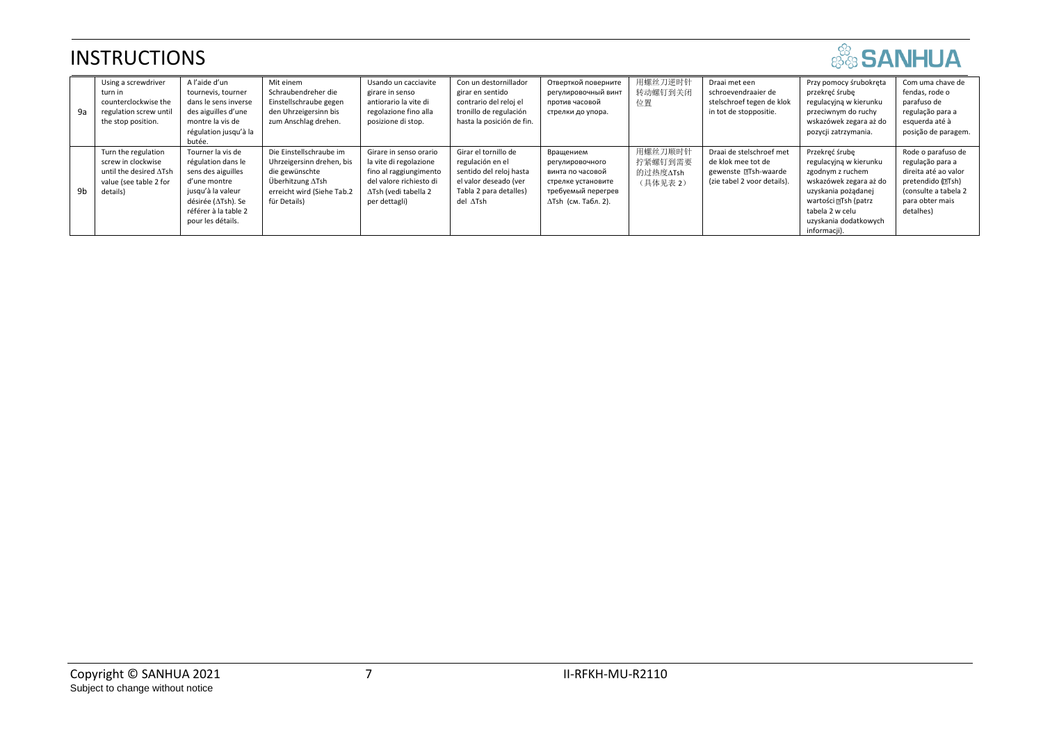# INSTRUCTIONS

| | | | | | | | | | | |
|---|---|---|---|---|---|---|---|---|---|---|
| 9a | Using a screwdriver turn in counterclockwise the regulation screw until the stop position. | A l'aide d'un tournevis, tourner dans le sens inverse des aiguilles d'une montre la vis de régulation jusqu'à la butée. | Mit einem Schraubendreher die Einstellschraube gegen den Uhrzeigersinn bis zum Anschlag drehen. | Usando un cacciavite girare in senso antiorario la vite di regolazione fino alla posizione di stop. | Con un destornillador girar en sentido contrario del reloj el tronillo de regulación hasta la posición de fin. | Отверткой поверните регулировочный винт против часовой стрелки до упора. | 用螺丝刀逆时针转动螺钉到关闭位置 | Draai met een schroevendraaier de stelschroef tegen de klok in tot de stoppositie. | Przy pomocy śrubokręta przekręć śrubę regulacyjną w kierunku przeciwnym do ruchy wskazówek zegara aż do pozycji zatrzymania. | Com uma chave de fendas, rode o parafuso de regulação para a esquerda até à posição de paragem. |
| 9b | Turn the regulation screw in clockwise until the desired ∆Tsh value (see table 2 for details) | Tourner la vis de régulation dans le sens des aiguilles d'une montre jusqu'à la valeur désirée (∆Tsh). Se référer à la table 2 pour les détails. | Die Einstellschraube im Uhrzeigersinn drehen, bis die gewünschte Überhitzung ∆Tsh erreicht wird (Siehe Tab.2 für Details) | Girare in senso orario la vite di regolazione fino al raggiungimento del valore richiesto di ∆Tsh (vedi tabella 2 per dettagli) | Girar el tornillo de regulación en el sentido del reloj hasta el valor deseado (ver Tabla 2 para detalles) del ∆Tsh | Вращением регулировочного винта по часовой стрелке установите требуемый перегрев ∆Tsh (см. Табл. 2). | 用螺丝刀顺时针拧紧螺钉到需要的过热度∆Tsh（具体见表 2） | Draai de stelschroef met de klok mee tot de gewenste ∆Tsh-waarde (zie tabel 2 voor details). | Przekręć śrubę regulacyjną w kierunku zgodnym z ruchem wskazówek zegara aż do uzyskania pożądanej wartości ∆Tsh (patrz tabela 2 w celu uzyskania dodatkowych informacji). | Rode o parafuso de regulação para a direita até ao valor pretendido (∆Tsh) (consulte a tabela 2 para obter mais detalhes) |

Copyright © SANHUA 2021
Subject to change without notice

II-RFKH-MU-R2110